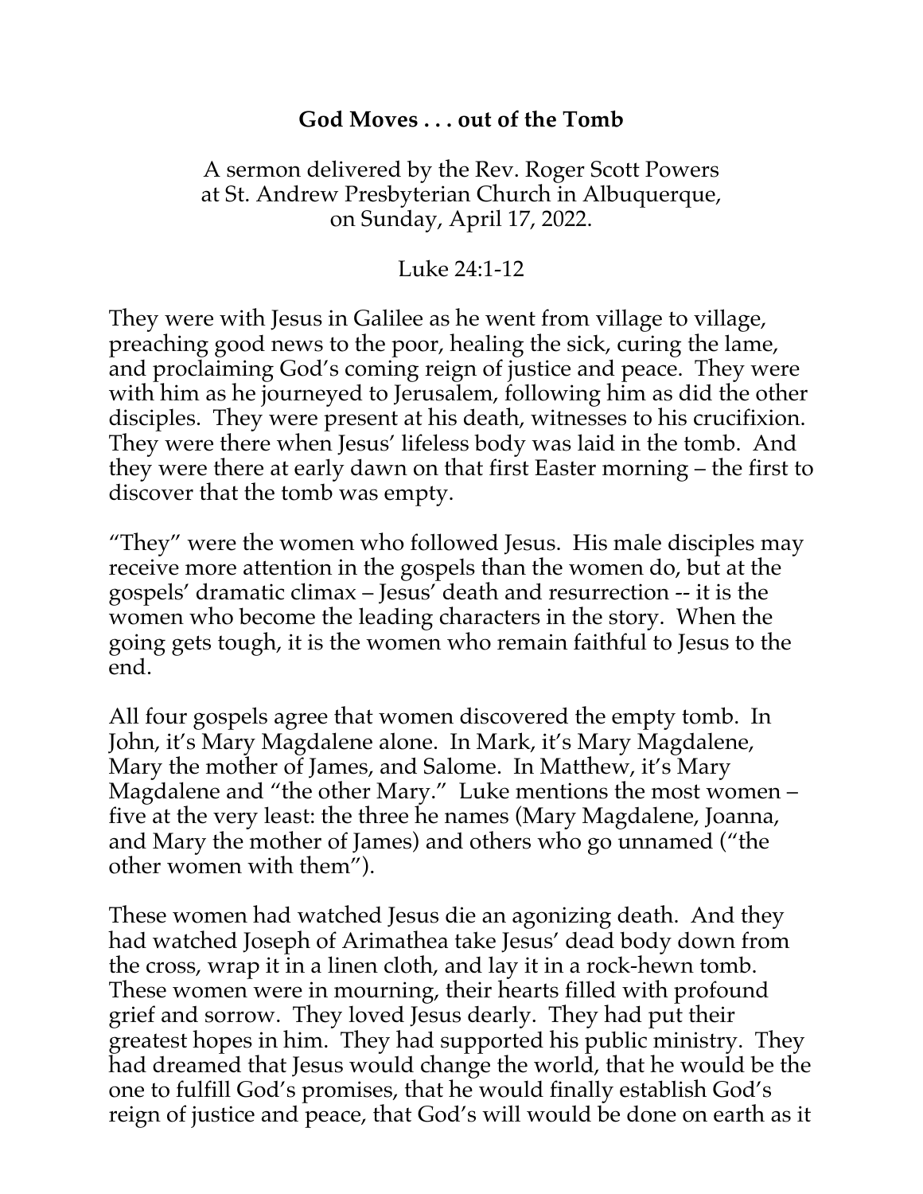# God Moves . . . out of the Tomb

A sermon delivered by the Rev. Roger Scott Powers
at St. Andrew Presbyterian Church in Albuquerque,
on Sunday, April 17, 2022.

Luke 24:1-12

They were with Jesus in Galilee as he went from village to village, preaching good news to the poor, healing the sick, curing the lame, and proclaiming God's coming reign of justice and peace. They were with him as he journeyed to Jerusalem, following him as did the other disciples. They were present at his death, witnesses to his crucifixion. They were there when Jesus' lifeless body was laid in the tomb. And they were there at early dawn on that first Easter morning – the first to discover that the tomb was empty.

"They" were the women who followed Jesus. His male disciples may receive more attention in the gospels than the women do, but at the gospels' dramatic climax – Jesus' death and resurrection -- it is the women who become the leading characters in the story. When the going gets tough, it is the women who remain faithful to Jesus to the end.

All four gospels agree that women discovered the empty tomb. In John, it's Mary Magdalene alone. In Mark, it's Mary Magdalene, Mary the mother of James, and Salome. In Matthew, it's Mary Magdalene and "the other Mary." Luke mentions the most women – five at the very least: the three he names (Mary Magdalene, Joanna, and Mary the mother of James) and others who go unnamed ("the other women with them").

These women had watched Jesus die an agonizing death. And they had watched Joseph of Arimathea take Jesus' dead body down from the cross, wrap it in a linen cloth, and lay it in a rock-hewn tomb. These women were in mourning, their hearts filled with profound grief and sorrow. They loved Jesus dearly. They had put their greatest hopes in him. They had supported his public ministry. They had dreamed that Jesus would change the world, that he would be the one to fulfill God's promises, that he would finally establish God's reign of justice and peace, that God's will would be done on earth as it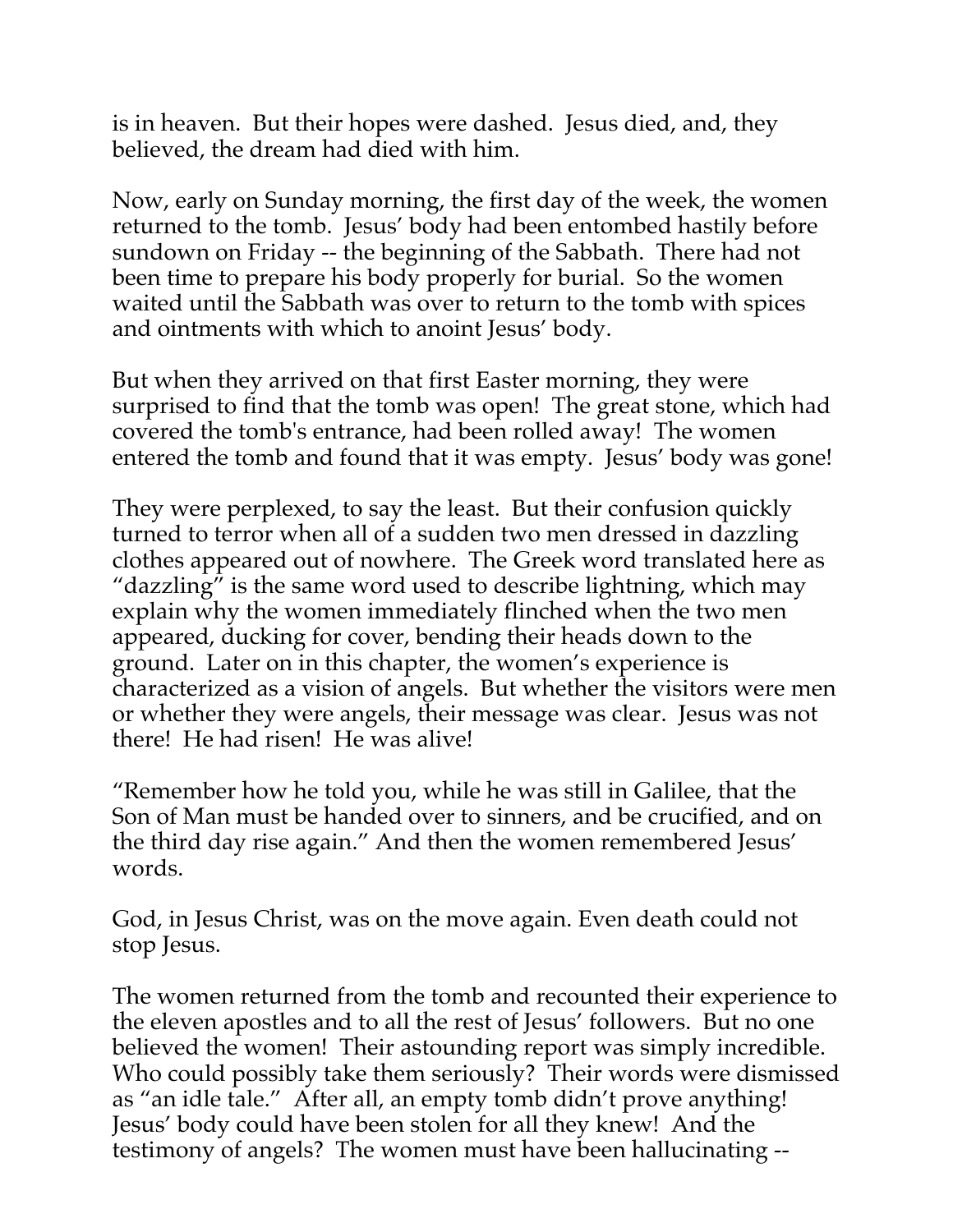is in heaven. But their hopes were dashed. Jesus died, and, they believed, the dream had died with him.

Now, early on Sunday morning, the first day of the week, the women returned to the tomb. Jesus' body had been entombed hastily before sundown on Friday -- the beginning of the Sabbath. There had not been time to prepare his body properly for burial. So the women waited until the Sabbath was over to return to the tomb with spices and ointments with which to anoint Jesus' body.

But when they arrived on that first Easter morning, they were surprised to find that the tomb was open! The great stone, which had covered the tomb's entrance, had been rolled away! The women entered the tomb and found that it was empty. Jesus' body was gone!

They were perplexed, to say the least. But their confusion quickly turned to terror when all of a sudden two men dressed in dazzling clothes appeared out of nowhere. The Greek word translated here as "dazzling" is the same word used to describe lightning, which may explain why the women immediately flinched when the two men appeared, ducking for cover, bending their heads down to the ground. Later on in this chapter, the women's experience is characterized as a vision of angels. But whether the visitors were men or whether they were angels, their message was clear. Jesus was not there! He had risen! He was alive!

"Remember how he told you, while he was still in Galilee, that the Son of Man must be handed over to sinners, and be crucified, and on the third day rise again." And then the women remembered Jesus' words.

God, in Jesus Christ, was on the move again. Even death could not stop Jesus.

The women returned from the tomb and recounted their experience to the eleven apostles and to all the rest of Jesus' followers. But no one believed the women! Their astounding report was simply incredible. Who could possibly take them seriously? Their words were dismissed as "an idle tale." After all, an empty tomb didn't prove anything! Jesus' body could have been stolen for all they knew! And the testimony of angels? The women must have been hallucinating --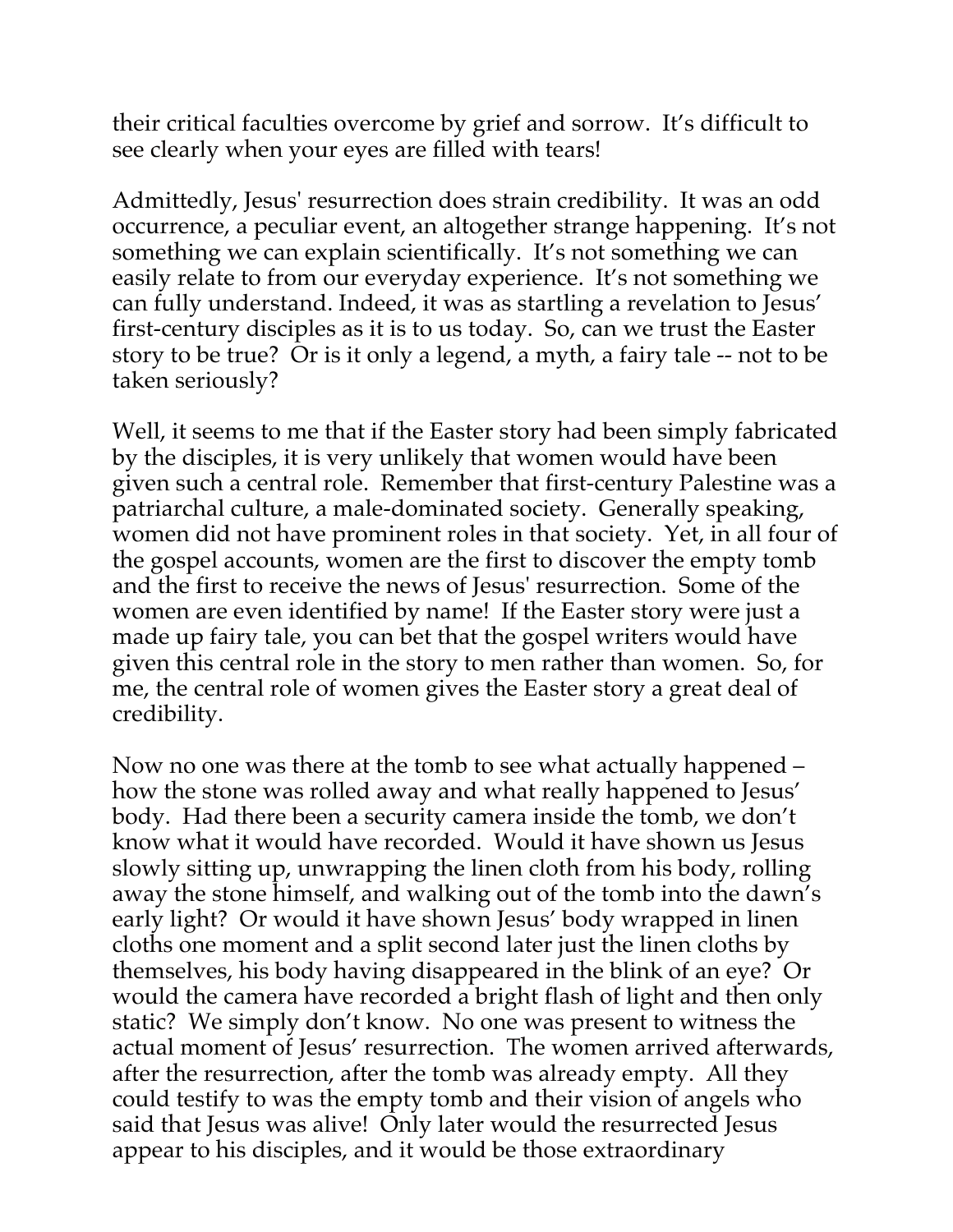their critical faculties overcome by grief and sorrow. It's difficult to see clearly when your eyes are filled with tears!

Admittedly, Jesus' resurrection does strain credibility. It was an odd occurrence, a peculiar event, an altogether strange happening. It's not something we can explain scientifically. It's not something we can easily relate to from our everyday experience. It's not something we can fully understand. Indeed, it was as startling a revelation to Jesus' first-century disciples as it is to us today. So, can we trust the Easter story to be true? Or is it only a legend, a myth, a fairy tale -- not to be taken seriously?

Well, it seems to me that if the Easter story had been simply fabricated by the disciples, it is very unlikely that women would have been given such a central role. Remember that first-century Palestine was a patriarchal culture, a male-dominated society. Generally speaking, women did not have prominent roles in that society. Yet, in all four of the gospel accounts, women are the first to discover the empty tomb and the first to receive the news of Jesus' resurrection. Some of the women are even identified by name! If the Easter story were just a made up fairy tale, you can bet that the gospel writers would have given this central role in the story to men rather than women. So, for me, the central role of women gives the Easter story a great deal of credibility.

Now no one was there at the tomb to see what actually happened – how the stone was rolled away and what really happened to Jesus' body. Had there been a security camera inside the tomb, we don't know what it would have recorded. Would it have shown us Jesus slowly sitting up, unwrapping the linen cloth from his body, rolling away the stone himself, and walking out of the tomb into the dawn's early light? Or would it have shown Jesus' body wrapped in linen cloths one moment and a split second later just the linen cloths by themselves, his body having disappeared in the blink of an eye? Or would the camera have recorded a bright flash of light and then only static? We simply don't know. No one was present to witness the actual moment of Jesus' resurrection. The women arrived afterwards, after the resurrection, after the tomb was already empty. All they could testify to was the empty tomb and their vision of angels who said that Jesus was alive! Only later would the resurrected Jesus appear to his disciples, and it would be those extraordinary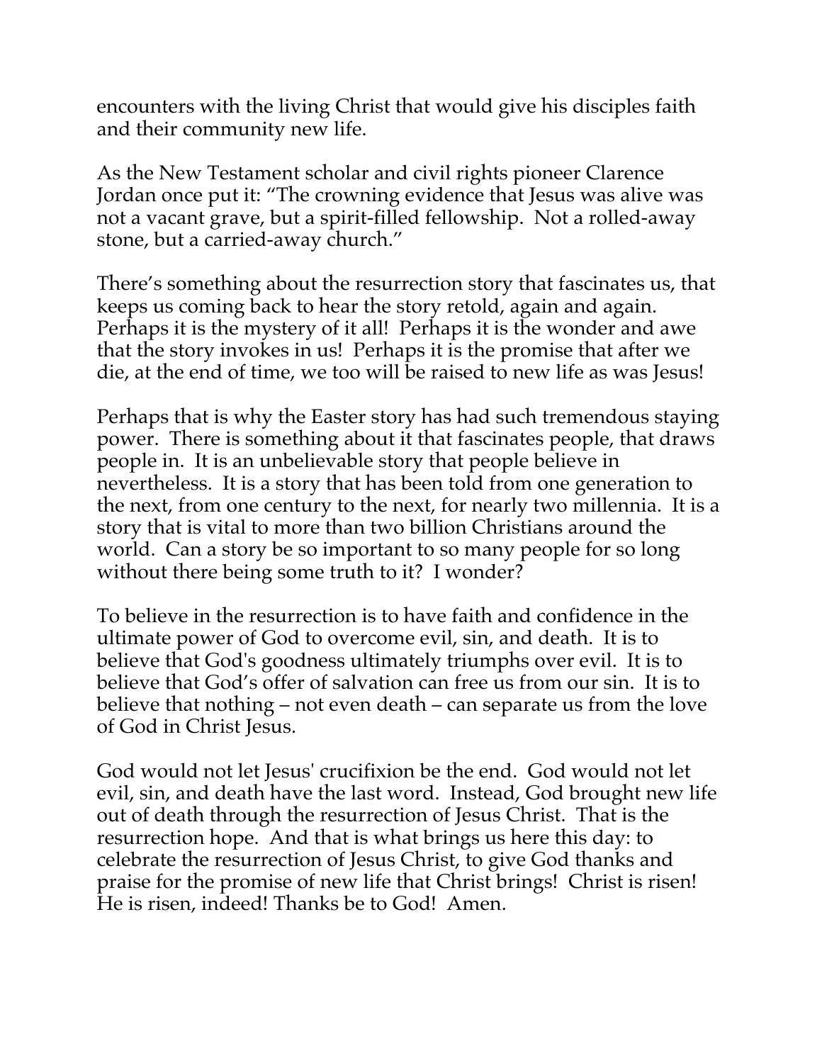encounters with the living Christ that would give his disciples faith and their community new life.

As the New Testament scholar and civil rights pioneer Clarence Jordan once put it: “The crowning evidence that Jesus was alive was not a vacant grave, but a spirit-filled fellowship. Not a rolled-away stone, but a carried-away church.”

There’s something about the resurrection story that fascinates us, that keeps us coming back to hear the story retold, again and again. Perhaps it is the mystery of it all! Perhaps it is the wonder and awe that the story invokes in us! Perhaps it is the promise that after we die, at the end of time, we too will be raised to new life as was Jesus!

Perhaps that is why the Easter story has had such tremendous staying power. There is something about it that fascinates people, that draws people in. It is an unbelievable story that people believe in nevertheless. It is a story that has been told from one generation to the next, from one century to the next, for nearly two millennia. It is a story that is vital to more than two billion Christians around the world. Can a story be so important to so many people for so long without there being some truth to it? I wonder?

To believe in the resurrection is to have faith and confidence in the ultimate power of God to overcome evil, sin, and death. It is to believe that God's goodness ultimately triumphs over evil. It is to believe that God’s offer of salvation can free us from our sin. It is to believe that nothing – not even death – can separate us from the love of God in Christ Jesus.

God would not let Jesus' crucifixion be the end. God would not let evil, sin, and death have the last word. Instead, God brought new life out of death through the resurrection of Jesus Christ. That is the resurrection hope. And that is what brings us here this day: to celebrate the resurrection of Jesus Christ, to give God thanks and praise for the promise of new life that Christ brings! Christ is risen! He is risen, indeed! Thanks be to God! Amen.